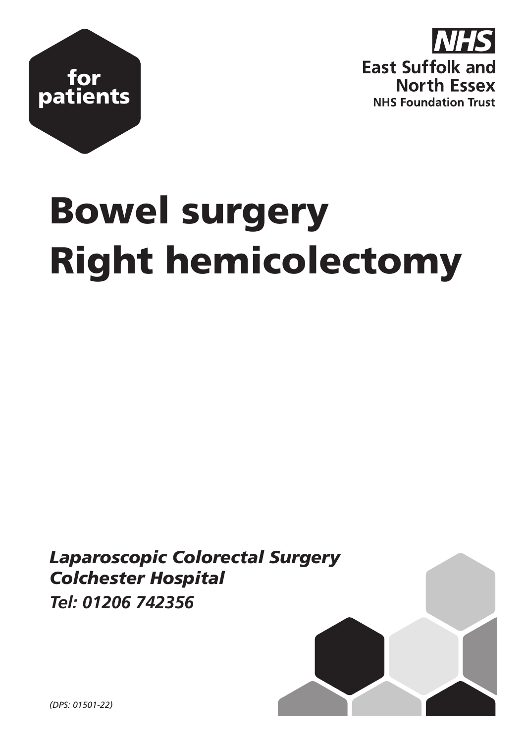for patients

NHS
East Suffolk and North Essex
NHS Foundation Trust

# Bowel surgery
# Right hemicolectomy

*Laparoscopic Colorectal Surgery*
*Colchester Hospital*
*Tel: 01206 742356*

*(DPS: 01501-22)*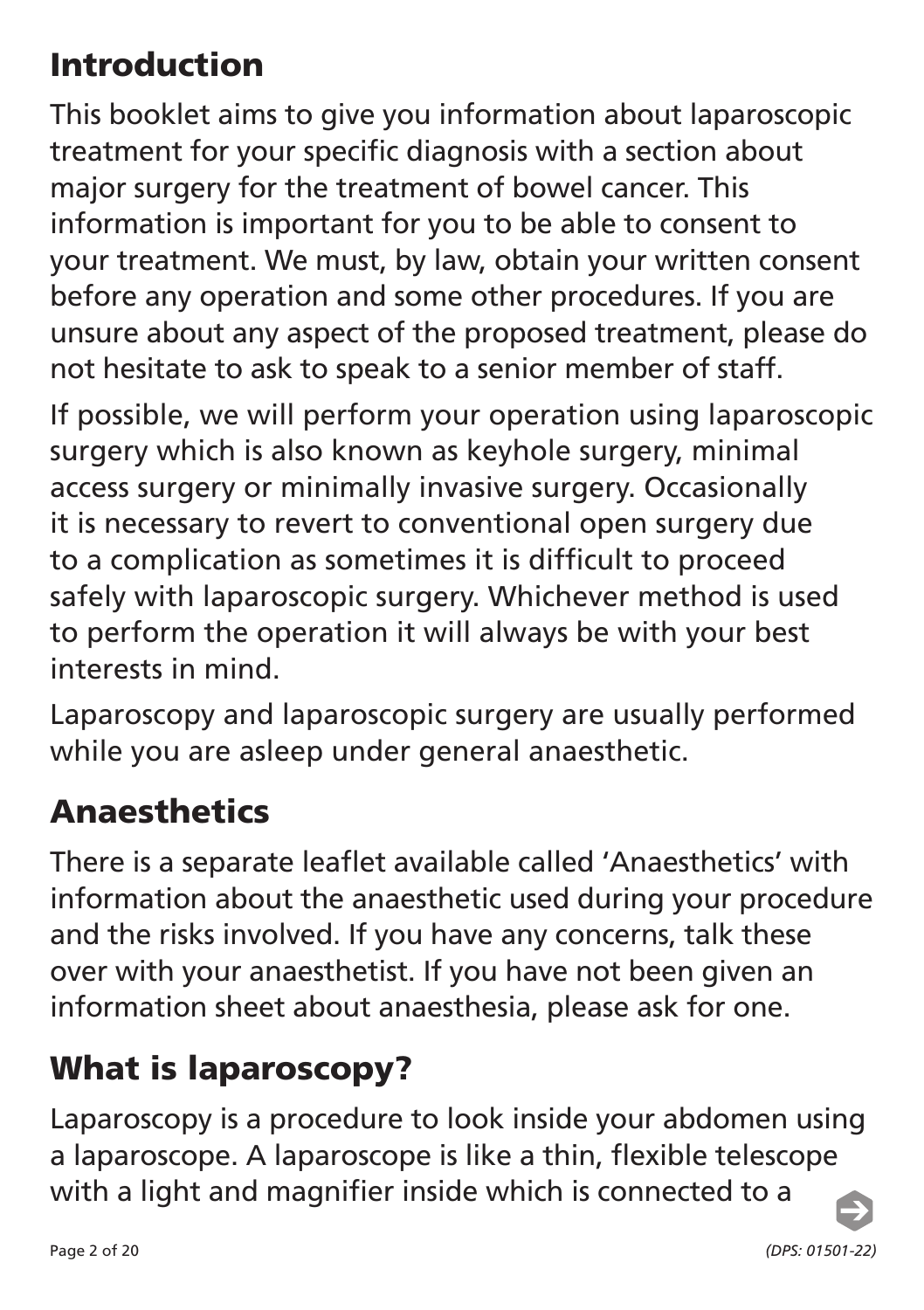## Introduction

This booklet aims to give you information about laparoscopic treatment for your specific diagnosis with a section about major surgery for the treatment of bowel cancer. This information is important for you to be able to consent to your treatment. We must, by law, obtain your written consent before any operation and some other procedures. If you are unsure about any aspect of the proposed treatment, please do not hesitate to ask to speak to a senior member of staff.

If possible, we will perform your operation using laparoscopic surgery which is also known as keyhole surgery, minimal access surgery or minimally invasive surgery. Occasionally it is necessary to revert to conventional open surgery due to a complication as sometimes it is difficult to proceed safely with laparoscopic surgery. Whichever method is used to perform the operation it will always be with your best interests in mind.

Laparoscopy and laparoscopic surgery are usually performed while you are asleep under general anaesthetic.

## Anaesthetics

There is a separate leaflet available called 'Anaesthetics' with information about the anaesthetic used during your procedure and the risks involved. If you have any concerns, talk these over with your anaesthetist. If you have not been given an information sheet about anaesthesia, please ask for one.

## What is laparoscopy?

Laparoscopy is a procedure to look inside your abdomen using a laparoscope. A laparoscope is like a thin, flexible telescope with a light and magnifier inside which is connected to a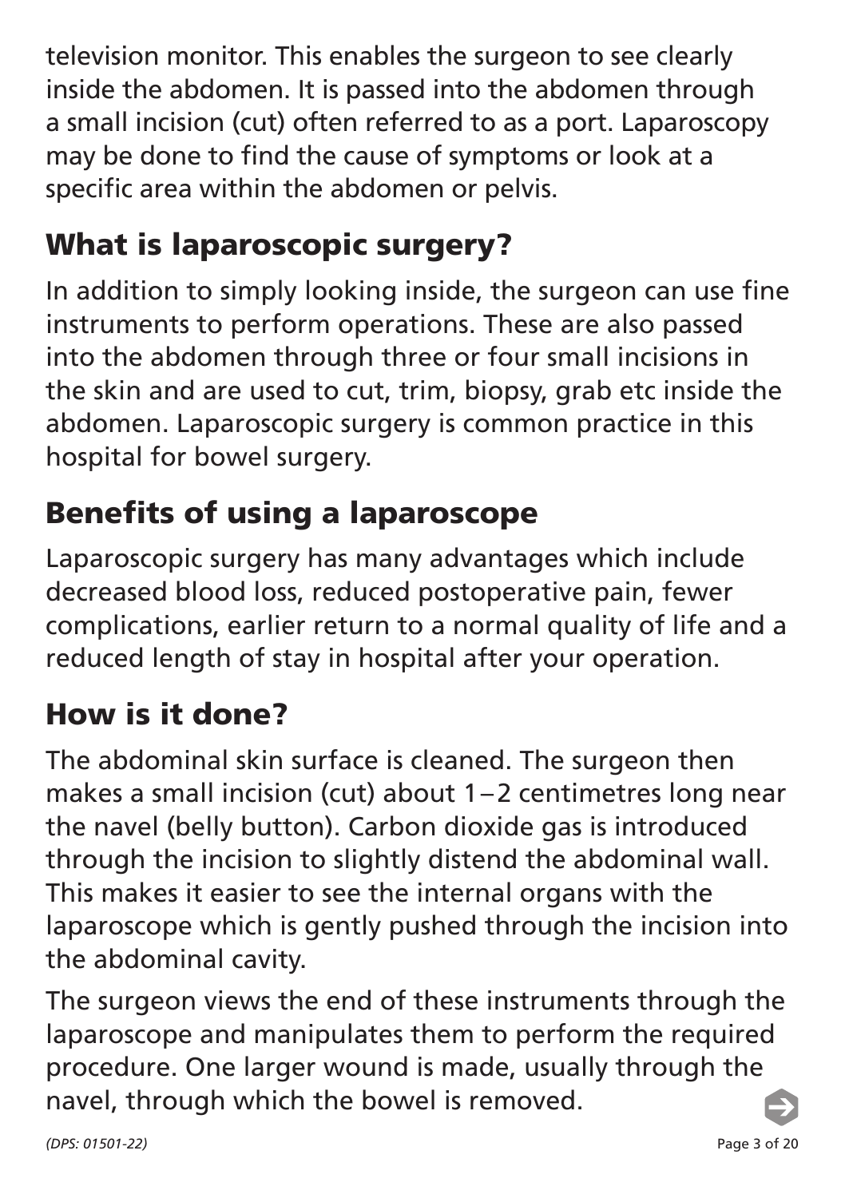television monitor. This enables the surgeon to see clearly inside the abdomen. It is passed into the abdomen through a small incision (cut) often referred to as a port. Laparoscopy may be done to find the cause of symptoms or look at a specific area within the abdomen or pelvis.

## What is laparoscopic surgery?

In addition to simply looking inside, the surgeon can use fine instruments to perform operations. These are also passed into the abdomen through three or four small incisions in the skin and are used to cut, trim, biopsy, grab etc inside the abdomen. Laparoscopic surgery is common practice in this hospital for bowel surgery.

## Benefits of using a laparoscope

Laparoscopic surgery has many advantages which include decreased blood loss, reduced postoperative pain, fewer complications, earlier return to a normal quality of life and a reduced length of stay in hospital after your operation.

## How is it done?

The abdominal skin surface is cleaned. The surgeon then makes a small incision (cut) about 1–2 centimetres long near the navel (belly button). Carbon dioxide gas is introduced through the incision to slightly distend the abdominal wall. This makes it easier to see the internal organs with the laparoscope which is gently pushed through the incision into the abdominal cavity.

The surgeon views the end of these instruments through the laparoscope and manipulates them to perform the required procedure. One larger wound is made, usually through the navel, through which the bowel is removed.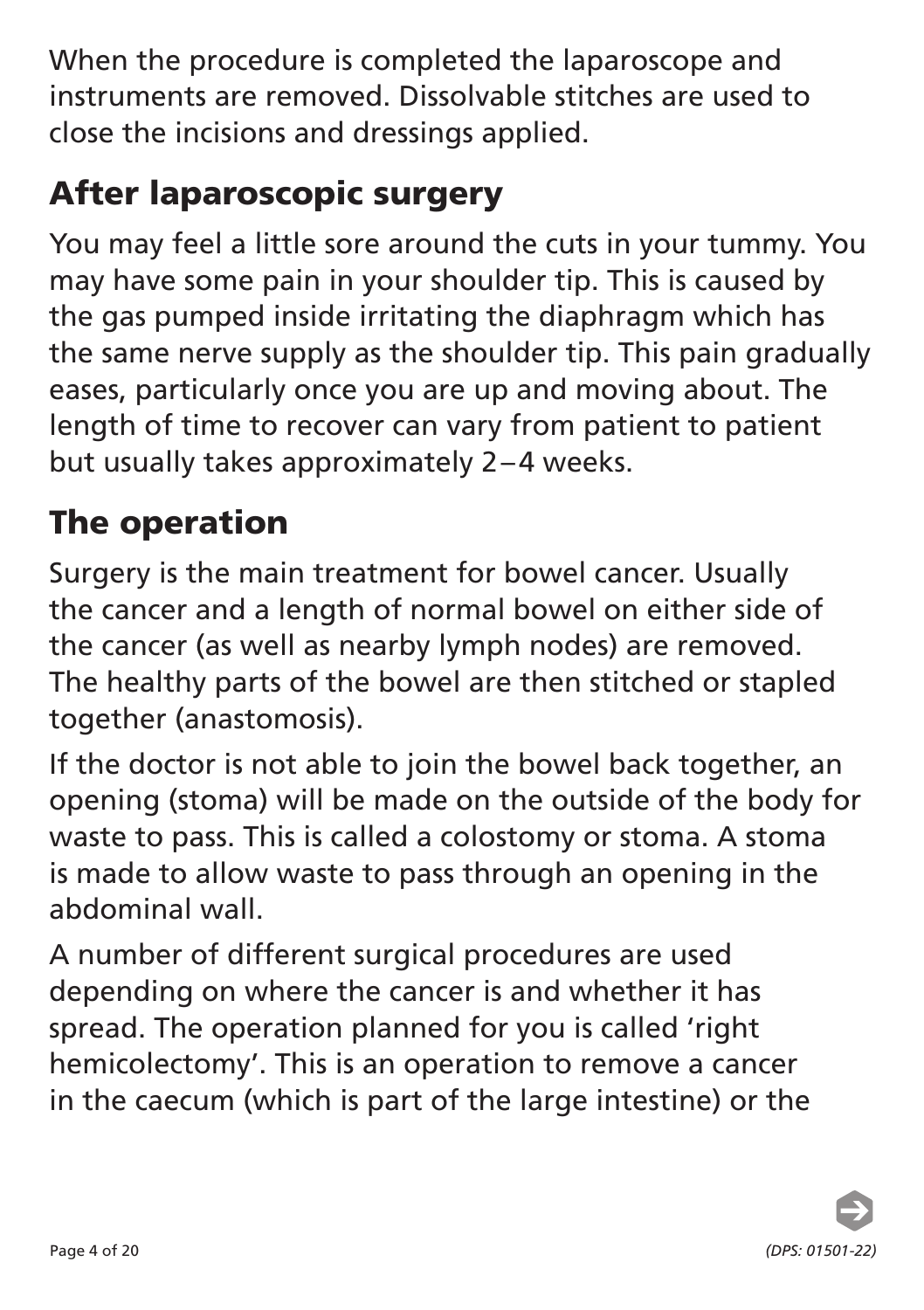When the procedure is completed the laparoscope and instruments are removed. Dissolvable stitches are used to close the incisions and dressings applied.

## After laparoscopic surgery

You may feel a little sore around the cuts in your tummy. You may have some pain in your shoulder tip. This is caused by the gas pumped inside irritating the diaphragm which has the same nerve supply as the shoulder tip. This pain gradually eases, particularly once you are up and moving about. The length of time to recover can vary from patient to patient but usually takes approximately 2–4 weeks.

## The operation

Surgery is the main treatment for bowel cancer. Usually the cancer and a length of normal bowel on either side of the cancer (as well as nearby lymph nodes) are removed. The healthy parts of the bowel are then stitched or stapled together (anastomosis).

If the doctor is not able to join the bowel back together, an opening (stoma) will be made on the outside of the body for waste to pass. This is called a colostomy or stoma. A stoma is made to allow waste to pass through an opening in the abdominal wall.

A number of different surgical procedures are used depending on where the cancer is and whether it has spread. The operation planned for you is called 'right hemicolectomy'. This is an operation to remove a cancer in the caecum (which is part of the large intestine) or the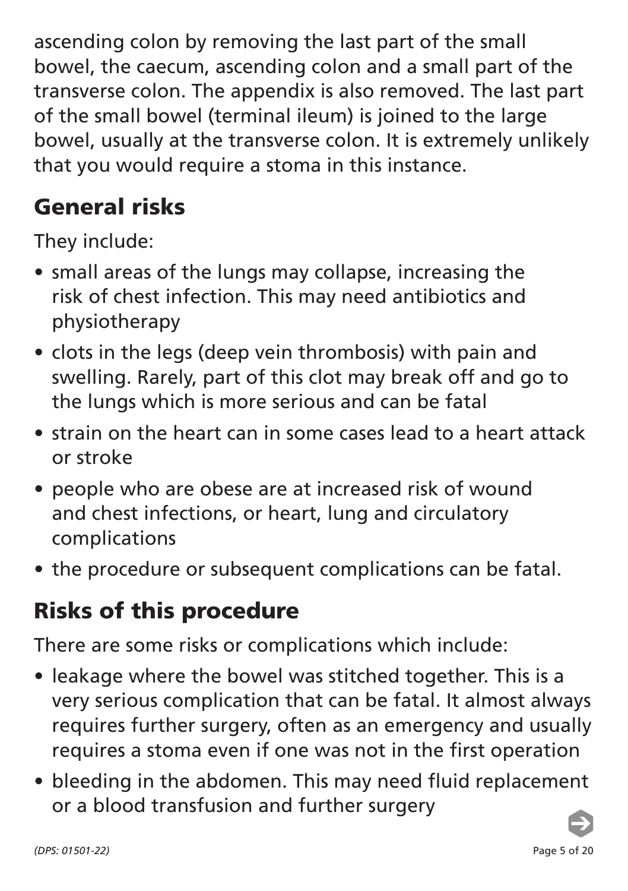ascending colon by removing the last part of the small bowel, the caecum, ascending colon and a small part of the transverse colon. The appendix is also removed. The last part of the small bowel (terminal ileum) is joined to the large bowel, usually at the transverse colon. It is extremely unlikely that you would require a stoma in this instance.

## General risks

They include:

- small areas of the lungs may collapse, increasing the risk of chest infection. This may need antibiotics and physiotherapy
- clots in the legs (deep vein thrombosis) with pain and swelling. Rarely, part of this clot may break off and go to the lungs which is more serious and can be fatal
- strain on the heart can in some cases lead to a heart attack or stroke
- people who are obese are at increased risk of wound and chest infections, or heart, lung and circulatory complications
- the procedure or subsequent complications can be fatal.

## Risks of this procedure

There are some risks or complications which include:

- leakage where the bowel was stitched together. This is a very serious complication that can be fatal. It almost always requires further surgery, often as an emergency and usually requires a stoma even if one was not in the first operation
- bleeding in the abdomen. This may need fluid replacement or a blood transfusion and further surgery

*(DPS: 01501-22)*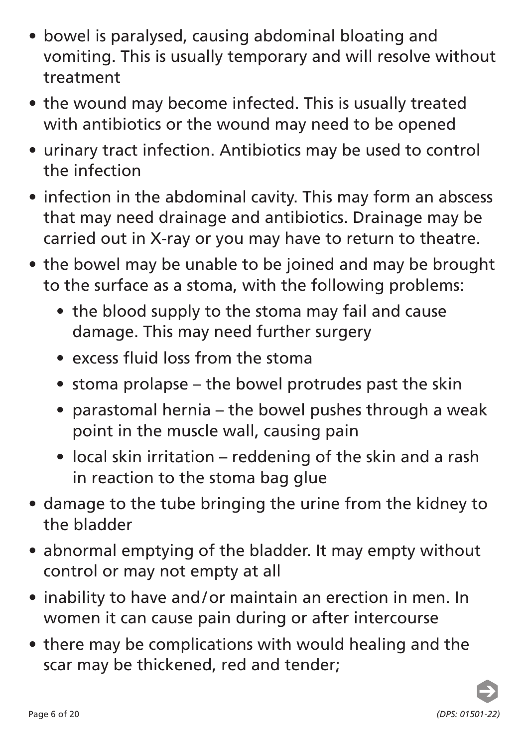- bowel is paralysed, causing abdominal bloating and vomiting. This is usually temporary and will resolve without treatment
- the wound may become infected. This is usually treated with antibiotics or the wound may need to be opened
- urinary tract infection. Antibiotics may be used to control the infection
- infection in the abdominal cavity. This may form an abscess that may need drainage and antibiotics. Drainage may be carried out in X-ray or you may have to return to theatre.
- the bowel may be unable to be joined and may be brought to the surface as a stoma, with the following problems:
  - the blood supply to the stoma may fail and cause damage. This may need further surgery
  - excess fluid loss from the stoma
  - stoma prolapse – the bowel protrudes past the skin
  - parastomal hernia – the bowel pushes through a weak point in the muscle wall, causing pain
  - local skin irritation – reddening of the skin and a rash in reaction to the stoma bag glue
- damage to the tube bringing the urine from the kidney to the bladder
- abnormal emptying of the bladder. It may empty without control or may not empty at all
- inability to have and/or maintain an erection in men. In women it can cause pain during or after intercourse
- there may be complications with would healing and the scar may be thickened, red and tender;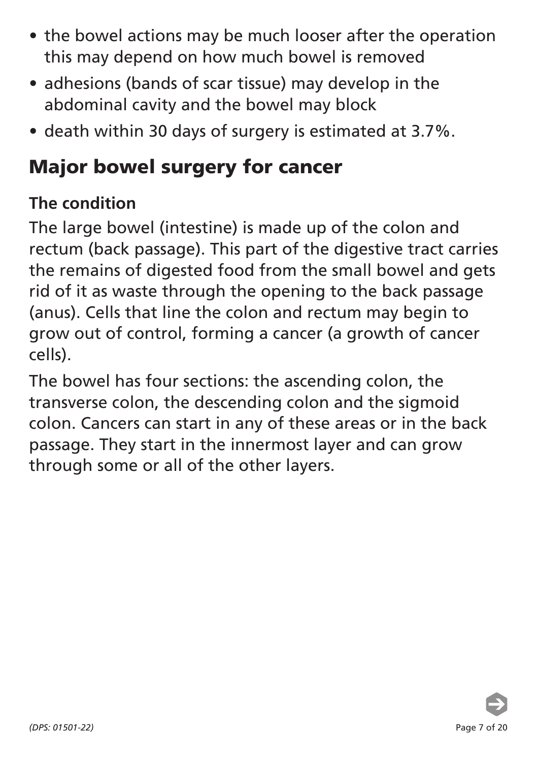- the bowel actions may be much looser after the operation this may depend on how much bowel is removed
- adhesions (bands of scar tissue) may develop in the abdominal cavity and the bowel may block
- death within 30 days of surgery is estimated at 3.7%.

## Major bowel surgery for cancer

### The condition

The large bowel (intestine) is made up of the colon and rectum (back passage). This part of the digestive tract carries the remains of digested food from the small bowel and gets rid of it as waste through the opening to the back passage (anus). Cells that line the colon and rectum may begin to grow out of control, forming a cancer (a growth of cancer cells).

The bowel has four sections: the ascending colon, the transverse colon, the descending colon and the sigmoid colon. Cancers can start in any of these areas or in the back passage. They start in the innermost layer and can grow through some or all of the other layers.

*(DPS: 01501-22)*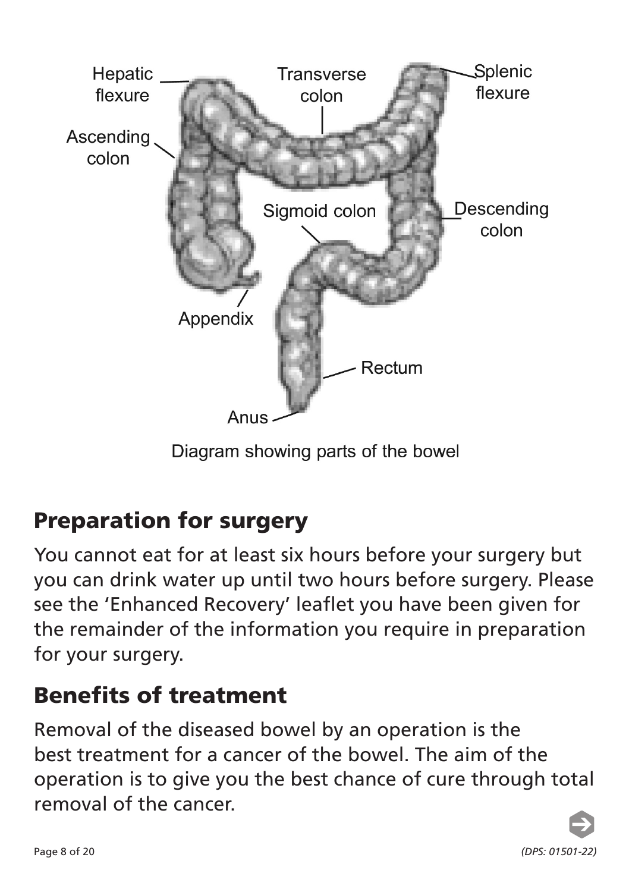Diagram showing parts of the bowel

## Preparation for surgery

You cannot eat for at least six hours before your surgery but you can drink water up until two hours before surgery. Please see the 'Enhanced Recovery' leaflet you have been given for the remainder of the information you require in preparation for your surgery.

## Benefits of treatment

Removal of the diseased bowel by an operation is the best treatment for a cancer of the bowel. The aim of the operation is to give you the best chance of cure through total removal of the cancer.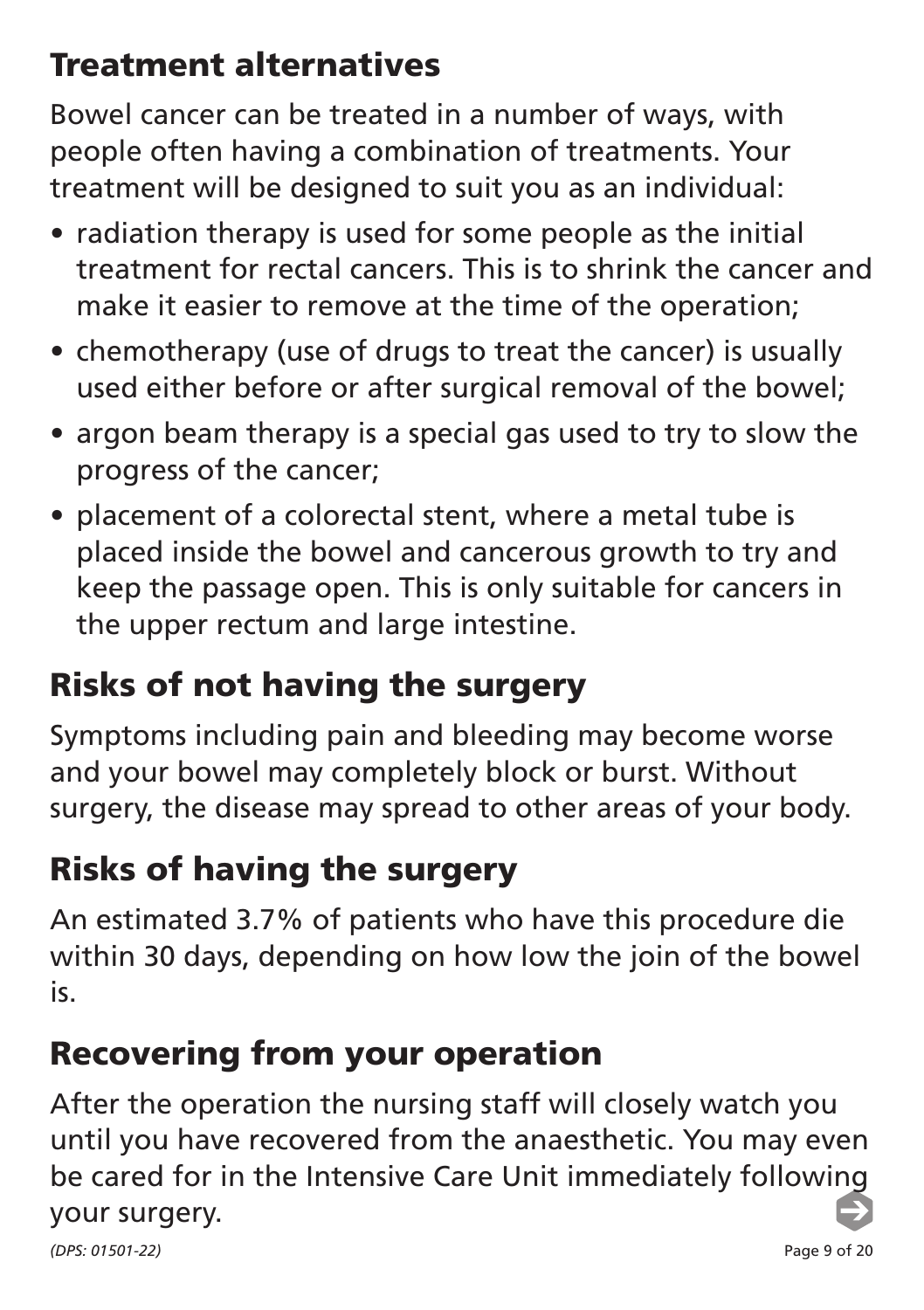## Treatment alternatives

Bowel cancer can be treated in a number of ways, with people often having a combination of treatments. Your treatment will be designed to suit you as an individual:

- radiation therapy is used for some people as the initial treatment for rectal cancers. This is to shrink the cancer and make it easier to remove at the time of the operation;
- chemotherapy (use of drugs to treat the cancer) is usually used either before or after surgical removal of the bowel;
- argon beam therapy is a special gas used to try to slow the progress of the cancer;
- placement of a colorectal stent, where a metal tube is placed inside the bowel and cancerous growth to try and keep the passage open. This is only suitable for cancers in the upper rectum and large intestine.

## Risks of not having the surgery

Symptoms including pain and bleeding may become worse and your bowel may completely block or burst. Without surgery, the disease may spread to other areas of your body.

## Risks of having the surgery

An estimated 3.7% of patients who have this procedure die within 30 days, depending on how low the join of the bowel is.

## Recovering from your operation

After the operation the nursing staff will closely watch you until you have recovered from the anaesthetic. You may even be cared for in the Intensive Care Unit immediately following your surgery.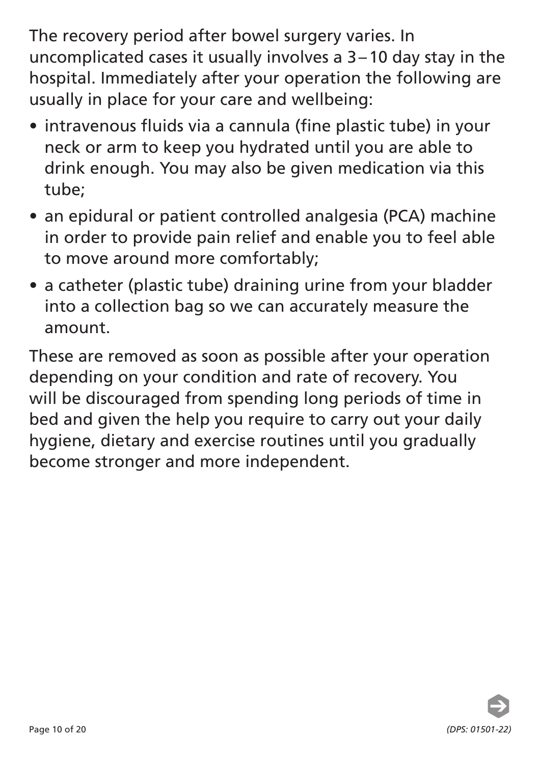The recovery period after bowel surgery varies. In uncomplicated cases it usually involves a 3 – 10 day stay in the hospital. Immediately after your operation the following are usually in place for your care and wellbeing:

- intravenous fluids via a cannula (fine plastic tube) in your neck or arm to keep you hydrated until you are able to drink enough. You may also be given medication via this tube;
- an epidural or patient controlled analgesia (PCA) machine in order to provide pain relief and enable you to feel able to move around more comfortably;
- a catheter (plastic tube) draining urine from your bladder into a collection bag so we can accurately measure the amount.

These are removed as soon as possible after your operation depending on your condition and rate of recovery. You will be discouraged from spending long periods of time in bed and given the help you require to carry out your daily hygiene, dietary and exercise routines until you gradually become stronger and more independent.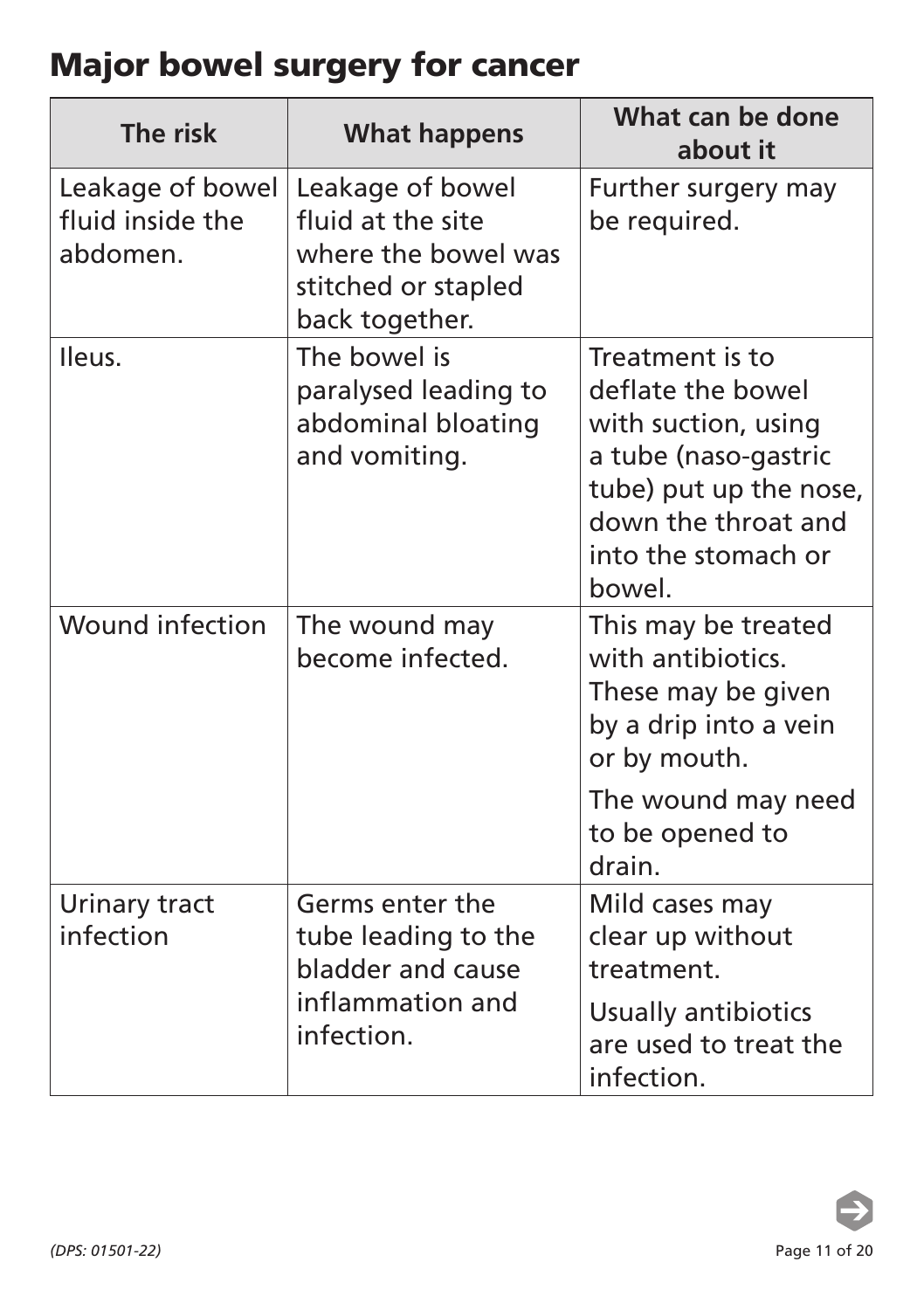# Major bowel surgery for cancer

| The risk | What happens | What can be done about it |
|---|---|---|
| Leakage of bowel fluid inside the abdomen. | Leakage of bowel fluid at the site where the bowel was stitched or stapled back together. | Further surgery may be required. |
| Ileus. | The bowel is paralysed leading to abdominal bloating and vomiting. | Treatment is to deflate the bowel with suction, using a tube (naso-gastric tube) put up the nose, down the throat and into the stomach or bowel. |
| Wound infection | The wound may become infected. | This may be treated with antibiotics. These may be given by a drip into a vein or by mouth.<br><br>The wound may need to be opened to drain. |
| Urinary tract infection | Germs enter the tube leading to the bladder and cause inflammation and infection. | Mild cases may clear up without treatment.<br><br>Usually antibiotics are used to treat the infection. |

(DPS: 01501-22)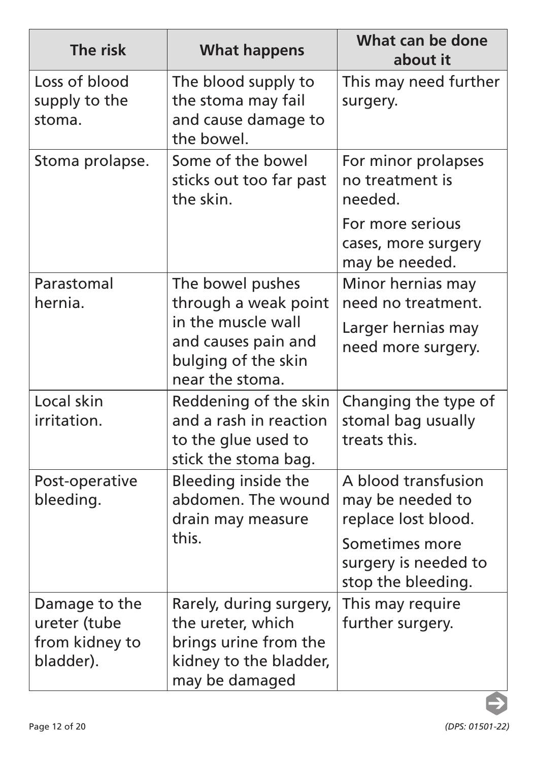| The risk | What happens | What can be done about it |
|---|---|---|
| Loss of blood supply to the stoma. | The blood supply to the stoma may fail and cause damage to the bowel. | This may need further surgery. |
| Stoma prolapse. | Some of the bowel sticks out too far past the skin. | For minor prolapses no treatment is needed. For more serious cases, more surgery may be needed. |
| Parastomal hernia. | The bowel pushes through a weak point in the muscle wall and causes pain and bulging of the skin near the stoma. | Minor hernias may need no treatment. Larger hernias may need more surgery. |
| Local skin irritation. | Reddening of the skin and a rash in reaction to the glue used to stick the stoma bag. | Changing the type of stomal bag usually treats this. |
| Post-operative bleeding. | Bleeding inside the abdomen. The wound drain may measure this. | A blood transfusion may be needed to replace lost blood. Sometimes more surgery is needed to stop the bleeding. |
| Damage to the ureter (tube from kidney to bladder). | Rarely, during surgery, the ureter, which brings urine from the kidney to the bladder, may be damaged | This may require further surgery. |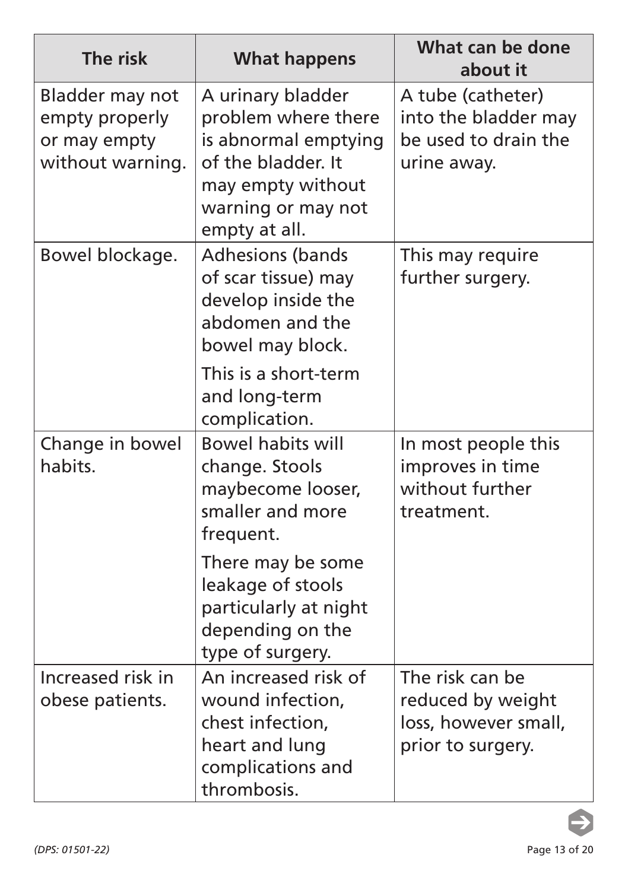| The risk | What happens | What can be done about it |
| --- | --- | --- |
| Bladder may not empty properly or may empty without warning. | A urinary bladder problem where there is abnormal emptying of the bladder. It may empty without warning or may not empty at all. | A tube (catheter) into the bladder may be used to drain the urine away. |
| Bowel blockage. | Adhesions (bands of scar tissue) may develop inside the abdomen and the bowel may block.<br><br>This is a short-term and long-term complication. | This may require further surgery. |
| Change in bowel habits. | Bowel habits will change. Stools maybecome looser, smaller and more frequent.<br><br>There may be some leakage of stools particularly at night depending on the type of surgery. | In most people this improves in time without further treatment. |
| Increased risk in obese patients. | An increased risk of wound infection, chest infection, heart and lung complications and thrombosis. | The risk can be reduced by weight loss, however small, prior to surgery. |

*(DPS: 01501-22)*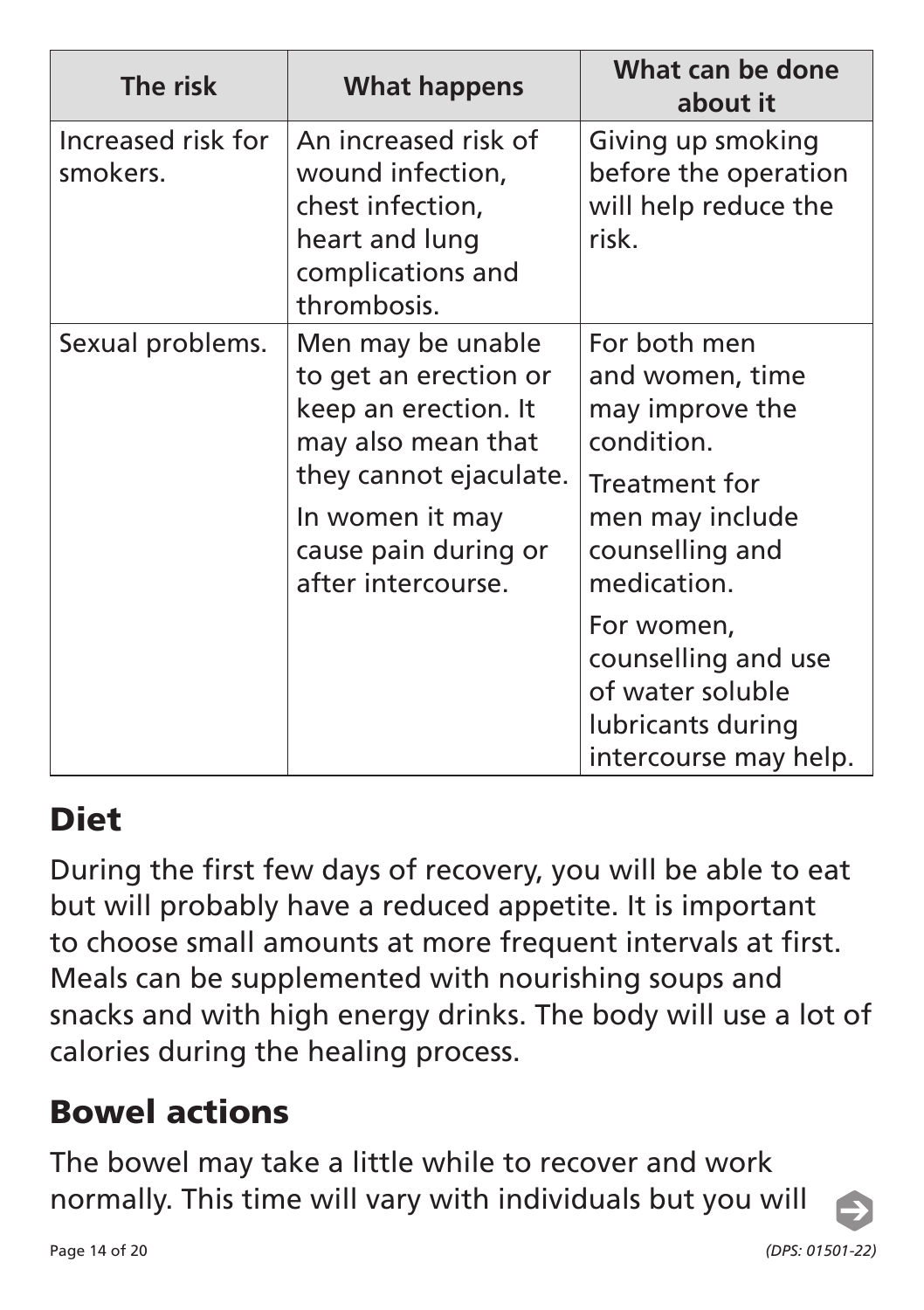| The risk | What happens | What can be done about it |
| --- | --- | --- |
| Increased risk for smokers. | An increased risk of wound infection, chest infection, heart and lung complications and thrombosis. | Giving up smoking before the operation will help reduce the risk. |
| Sexual problems. | Men may be unable to get an erection or keep an erection. It may also mean that they cannot ejaculate. In women it may cause pain during or after intercourse. | For both men and women, time may improve the condition. Treatment for men may include counselling and medication. For women, counselling and use of water soluble lubricants during intercourse may help. |

## Diet

During the first few days of recovery, you will be able to eat but will probably have a reduced appetite. It is important to choose small amounts at more frequent intervals at first. Meals can be supplemented with nourishing soups and snacks and with high energy drinks. The body will use a lot of calories during the healing process.

## Bowel actions

The bowel may take a little while to recover and work normally. This time will vary with individuals but you will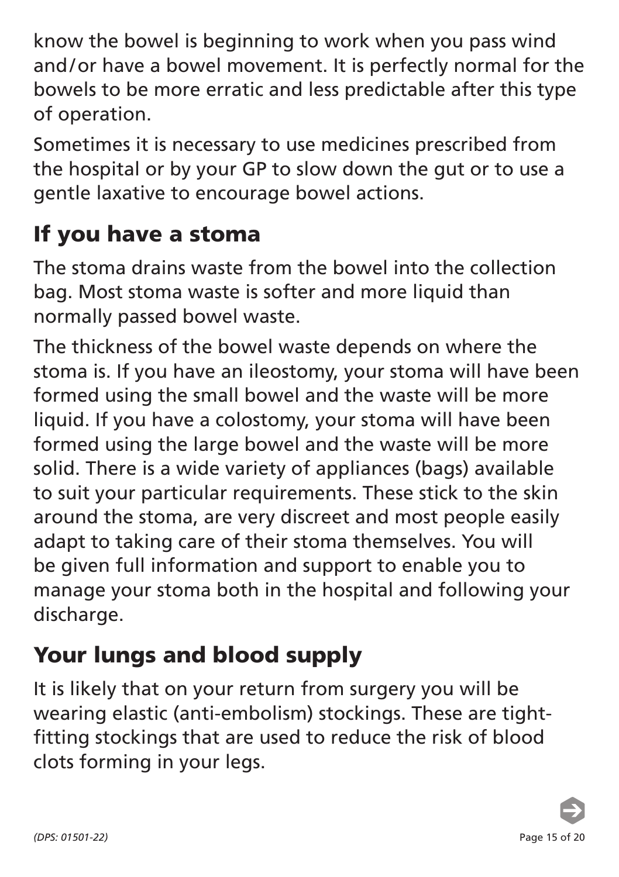know the bowel is beginning to work when you pass wind and/or have a bowel movement. It is perfectly normal for the bowels to be more erratic and less predictable after this type of operation.

Sometimes it is necessary to use medicines prescribed from the hospital or by your GP to slow down the gut or to use a gentle laxative to encourage bowel actions.

## If you have a stoma

The stoma drains waste from the bowel into the collection bag. Most stoma waste is softer and more liquid than normally passed bowel waste.

The thickness of the bowel waste depends on where the stoma is. If you have an ileostomy, your stoma will have been formed using the small bowel and the waste will be more liquid. If you have a colostomy, your stoma will have been formed using the large bowel and the waste will be more solid. There is a wide variety of appliances (bags) available to suit your particular requirements. These stick to the skin around the stoma, are very discreet and most people easily adapt to taking care of their stoma themselves. You will be given full information and support to enable you to manage your stoma both in the hospital and following your discharge.

## Your lungs and blood supply

It is likely that on your return from surgery you will be wearing elastic (anti-embolism) stockings. These are tight-fitting stockings that are used to reduce the risk of blood clots forming in your legs.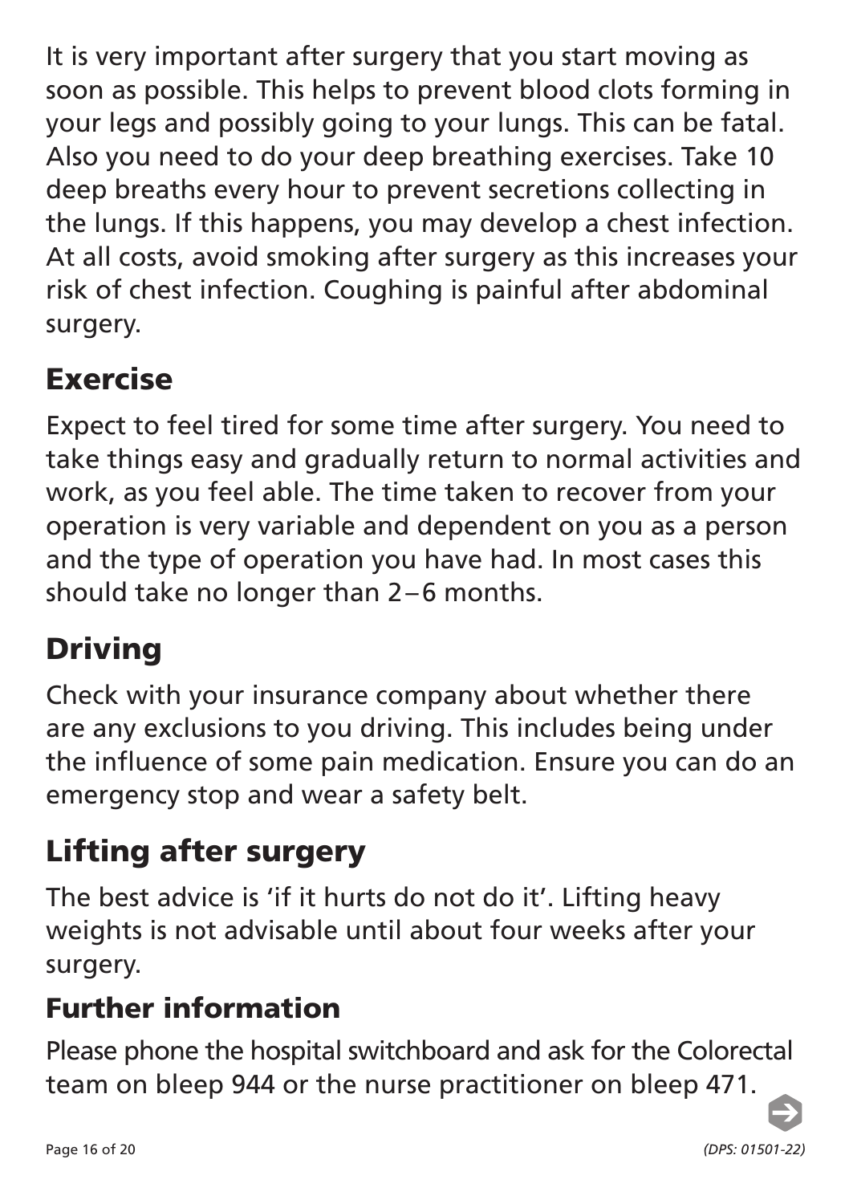It is very important after surgery that you start moving as soon as possible. This helps to prevent blood clots forming in your legs and possibly going to your lungs. This can be fatal. Also you need to do your deep breathing exercises. Take 10 deep breaths every hour to prevent secretions collecting in the lungs. If this happens, you may develop a chest infection. At all costs, avoid smoking after surgery as this increases your risk of chest infection. Coughing is painful after abdominal surgery.

## Exercise

Expect to feel tired for some time after surgery. You need to take things easy and gradually return to normal activities and work, as you feel able. The time taken to recover from your operation is very variable and dependent on you as a person and the type of operation you have had. In most cases this should take no longer than 2–6 months.

## Driving

Check with your insurance company about whether there are any exclusions to you driving. This includes being under the influence of some pain medication. Ensure you can do an emergency stop and wear a safety belt.

## Lifting after surgery

The best advice is 'if it hurts do not do it'. Lifting heavy weights is not advisable until about four weeks after your surgery.

## Further information

Please phone the hospital switchboard and ask for the Colorectal team on bleep 944 or the nurse practitioner on bleep 471.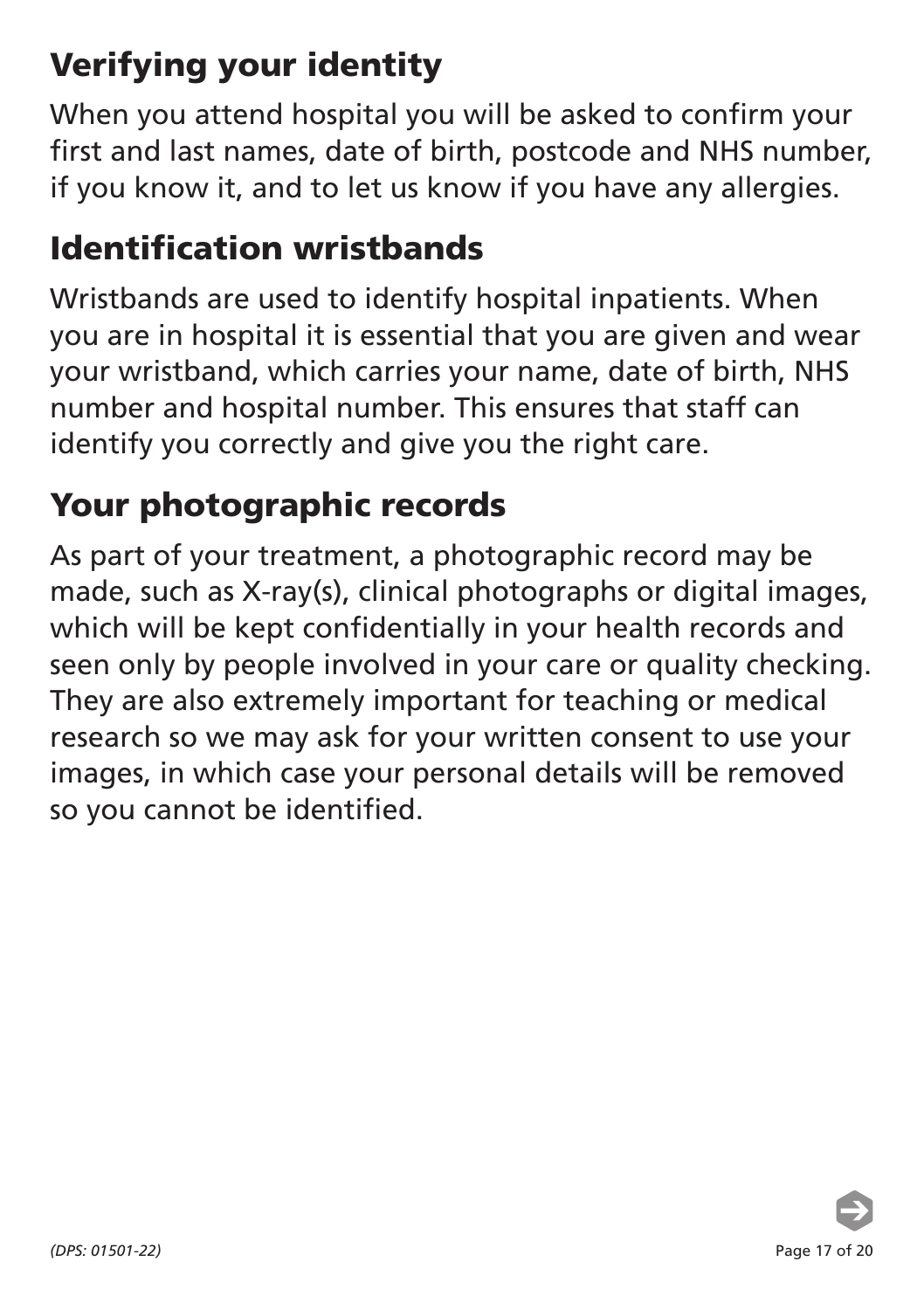## Verifying your identity

When you attend hospital you will be asked to confirm your first and last names, date of birth, postcode and NHS number, if you know it, and to let us know if you have any allergies.

## Identification wristbands

Wristbands are used to identify hospital inpatients. When you are in hospital it is essential that you are given and wear your wristband, which carries your name, date of birth, NHS number and hospital number. This ensures that staff can identify you correctly and give you the right care.

## Your photographic records

As part of your treatment, a photographic record may be made, such as X-ray(s), clinical photographs or digital images, which will be kept confidentially in your health records and seen only by people involved in your care or quality checking. They are also extremely important for teaching or medical research so we may ask for your written consent to use your images, in which case your personal details will be removed so you cannot be identified.

*(DPS: 01501-22)*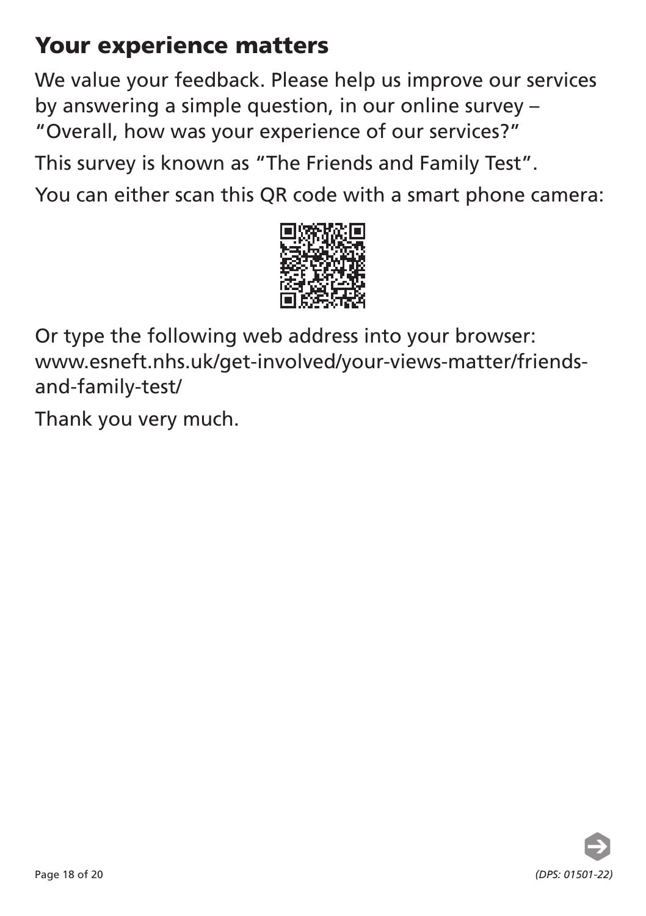## Your experience matters

We value your feedback. Please help us improve our services by answering a simple question, in our online survey – "Overall, how was your experience of our services?"

This survey is known as "The Friends and Family Test".

You can either scan this QR code with a smart phone camera:

Or type the following web address into your browser: www.esneft.nhs.uk/get-involved/your-views-matter/friends-and-family-test/

Thank you very much.

*(DPS: 01501-22)*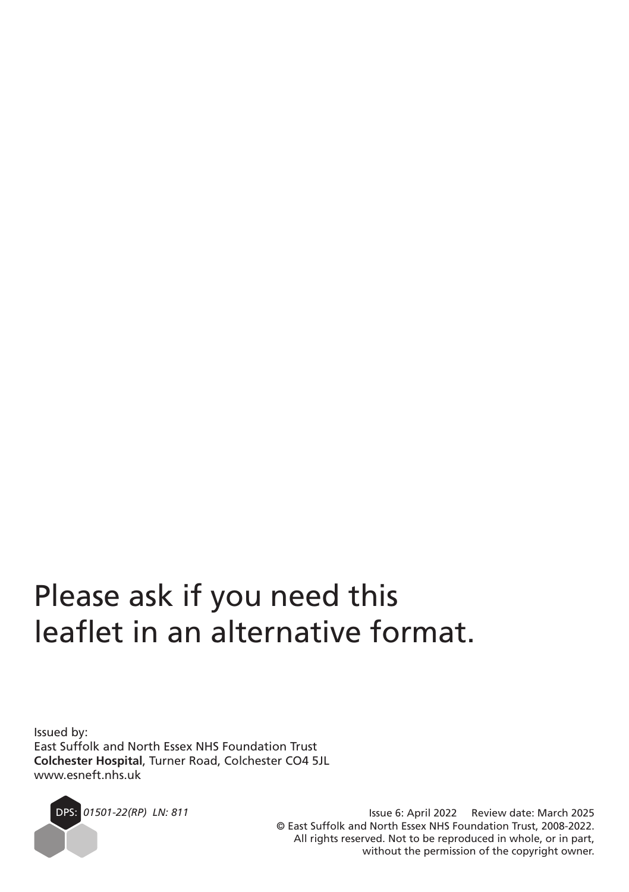# Please ask if you need this leaflet in an alternative format.

Issued by:
East Suffolk and North Essex NHS Foundation Trust
**Colchester Hospital**, Turner Road, Colchester CO4 5JL
www.esneft.nhs.uk

DPS: *01501-22(RP) LN: 811*

Issue 6: April 2022 Review date: March 2025
© East Suffolk and North Essex NHS Foundation Trust, 2008-2022.
All rights reserved. Not to be reproduced in whole, or in part, without the permission of the copyright owner.